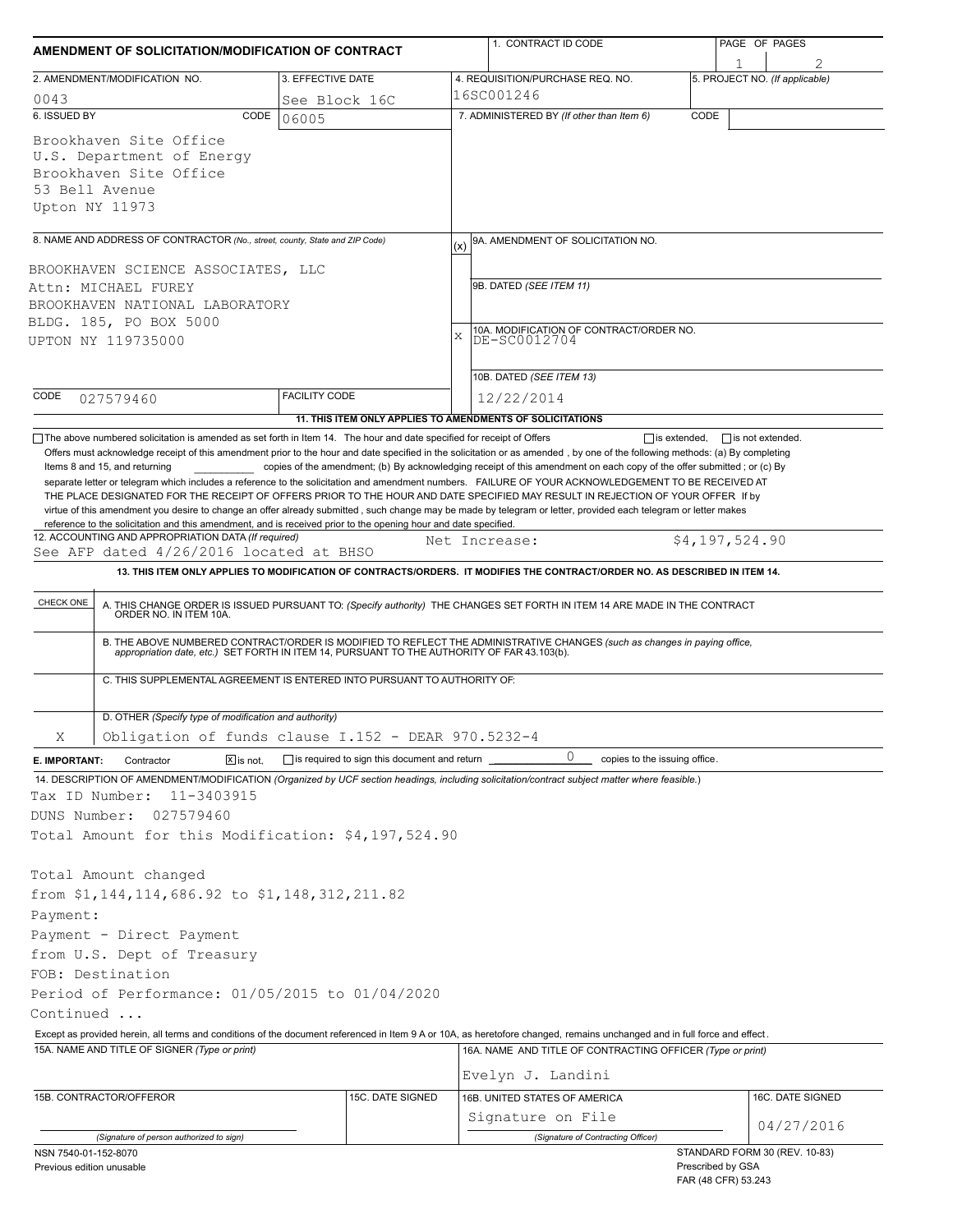# AMENDMENT OF SOLICITATION/MODIFICATION OF CONTRACT

| | | | |
|---|---|---|---|
| 1. CONTRACT ID CODE | | PAGE OF PAGES | 1 / 2 |
| 2. AMENDMENT/MODIFICATION NO. 0043 | 3. EFFECTIVE DATE See Block 16C | 4. REQUISITION/PURCHASE REQ. NO. 16SC001246 | 5. PROJECT NO. (If applicable) |
| 6. ISSUED BY CODE 06005 | | 7. ADMINISTERED BY (If other than Item 6) CODE | |

**6. ISSUED BY**
Brookhaven Site Office
U.S. Department of Energy
Brookhaven Site Office
53 Bell Avenue
Upton NY 11973

**8. NAME AND ADDRESS OF CONTRACTOR** (No., street, county, State and ZIP Code)
BROOKHAVEN SCIENCE ASSOCIATES, LLC
Attn: MICHAEL FUREY
BROOKHAVEN NATIONAL LABORATORY
BLDG. 185, PO BOX 5000
UPTON NY 119735000

CODE 027579460 | FACILITY CODE

(x) 9A. AMENDMENT OF SOLICITATION NO.

9B. DATED (SEE ITEM 11)

X 10A. MODIFICATION OF CONTRACT/ORDER NO. DE-SC0012704

10B. DATED (SEE ITEM 13) 12/22/2014

### 11. THIS ITEM ONLY APPLIES TO AMENDMENTS OF SOLICITATIONS

☐ The above numbered solicitation is amended as set forth in Item 14. The hour and date specified for receipt of Offers ☐ is extended, ☐ is not extended.
Offers must acknowledge receipt of this amendment prior to the hour and date specified in the solicitation or as amended , by one of the following methods: (a) By completing Items 8 and 15, and returning ______ copies of the amendment; (b) By acknowledging receipt of this amendment on each copy of the offer submitted ; or (c) By separate letter or telegram which includes a reference to the solicitation and amendment numbers. FAILURE OF YOUR ACKNOWLEDGEMENT TO BE RECEIVED AT THE PLACE DESIGNATED FOR THE RECEIPT OF OFFERS PRIOR TO THE HOUR AND DATE SPECIFIED MAY RESULT IN REJECTION OF YOUR OFFER If by virtue of this amendment you desire to change an offer already submitted , such change may be made by telegram or letter, provided each telegram or letter makes reference to the solicitation and this amendment, and is received prior to the opening hour and date specified.

**12. ACCOUNTING AND APPROPRIATION DATA** (If required)
See AFP dated 4/26/2016 located at BHSO — Net Increase: $4,197,524.90

### 13. THIS ITEM ONLY APPLIES TO MODIFICATION OF CONTRACTS/ORDERS. IT MODIFIES THE CONTRACT/ORDER NO. AS DESCRIBED IN ITEM 14.

| CHECK ONE | |
|---|---|
| | A. THIS CHANGE ORDER IS ISSUED PURSUANT TO: (Specify authority) THE CHANGES SET FORTH IN ITEM 14 ARE MADE IN THE CONTRACT ORDER NO. IN ITEM 10A. |
| | B. THE ABOVE NUMBERED CONTRACT/ORDER IS MODIFIED TO REFLECT THE ADMINISTRATIVE CHANGES (such as changes in paying office, appropriation date, etc.) SET FORTH IN ITEM 14, PURSUANT TO THE AUTHORITY OF FAR 43.103(b). |
| | C. THIS SUPPLEMENTAL AGREEMENT IS ENTERED INTO PURSUANT TO AUTHORITY OF: |
| X | D. OTHER (Specify type of modification and authority) Obligation of funds clause I.152 - DEAR 970.5232-4 |

**E. IMPORTANT:** Contractor ☒ is not, ☐ is required to sign this document and return 0 copies to the issuing office.

**14. DESCRIPTION OF AMENDMENT/MODIFICATION** (Organized by UCF section headings, including solicitation/contract subject matter where feasible.)

Tax ID Number: 11-3403915
DUNS Number: 027579460
Total Amount for this Modification: $4,197,524.90

Total Amount changed
from $1,144,114,686.92 to $1,148,312,211.82
Payment:
Payment - Direct Payment
from U.S. Dept of Treasury
FOB: Destination
Period of Performance: 01/05/2015 to 01/04/2020
Continued ...

Except as provided herein, all terms and conditions of the document referenced in Item 9 A or 10A, as heretofore changed, remains unchanged and in full force and effect.

| | | | |
|---|---|---|---|
| 15A. NAME AND TITLE OF SIGNER (Type or print) | | 16A. NAME AND TITLE OF CONTRACTING OFFICER (Type or print) Evelyn J. Landini | |
| 15B. CONTRACTOR/OFFEROR (Signature of person authorized to sign) | 15C. DATE SIGNED | 16B. UNITED STATES OF AMERICA Signature on File (Signature of Contracting Officer) | 16C. DATE SIGNED 04/27/2016 |

NSN 7540-01-152-8070
Previous edition unusable

STANDARD FORM 30 (REV. 10-83)
Prescribed by GSA
FAR (48 CFR) 53.243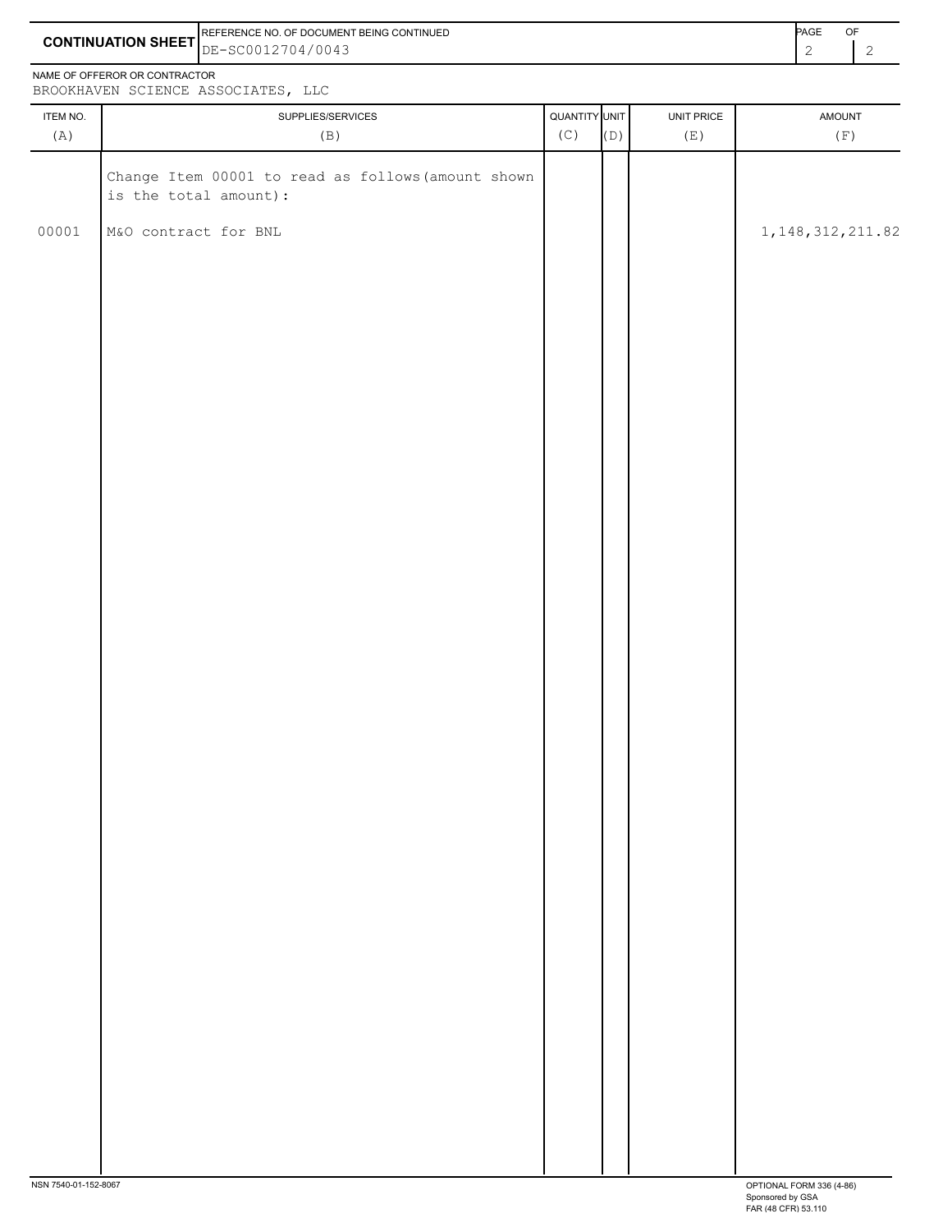**CONTINUATION SHEET**

REFERENCE NO. OF DOCUMENT BEING CONTINUED
DE-SC0012704/0043

NAME OF OFFEROR OR CONTRACTOR
BROOKHAVEN SCIENCE ASSOCIATES, LLC

| ITEM NO. (A) | SUPPLIES/SERVICES (B) | QUANTITY (C) | UNIT (D) | UNIT PRICE (E) | AMOUNT (F) |
|---|---|---|---|---|---|
| | Change Item 00001 to read as follows(amount shown is the total amount): | | | | |
| 00001 | M&O contract for BNL | | | | 1,148,312,211.82 |

NSN 7540-01-152-8067

OPTIONAL FORM 336 (4-86)
Sponsored by GSA
FAR (48 CFR) 53.110